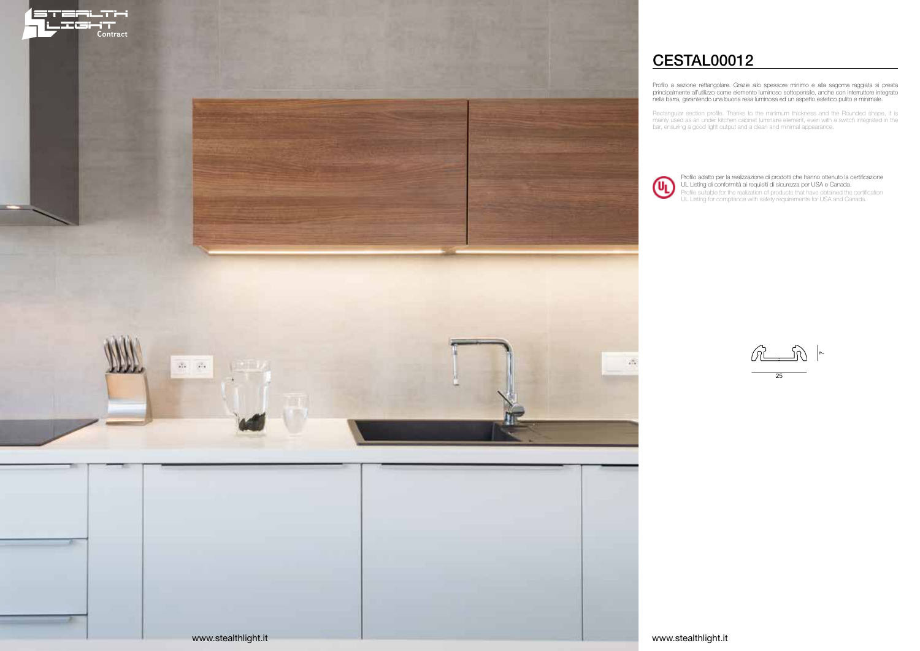# CESTAL00012

Profilo a sezione rettangolare. Grazie allo spessore minimo e alla sagoma raggiata si presta principalmente all'utilizzo come elemento luminoso sottopensile, anche con interruttore integrato nella barra, garantendo una buona resa luminosa ed un aspetto estetico pulito e minimale.

Rectangular section profile. Thanks to the minimum thickness and the Rounded shape, it is mainly used as an under kitchen cabinet luminaire element, even with a switch integrated in the bar, ensuring a good light output and a clean and minimal appearance.

Profilo adatto per la realizzazione di prodotti che hanno ottenuto la certificazione UL Listing di conformità ai requisiti di sicurezza per USA e Canada.

Profile suitable for the realization of products that have obtained the certification UL Listing for compliance with safety requirements for USA and Canada.

25

7

www.stealthlight.it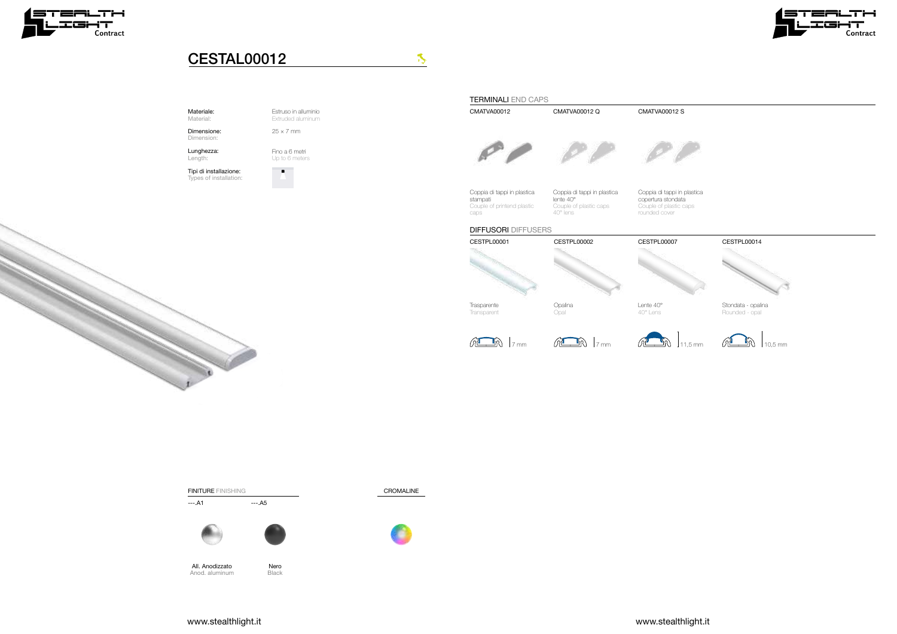# CESTAL00012

| | |
|---|---|
| Materiale: Material: | Estruso in alluminio Extruded aluminum |
| Dimensione: Dimension: | 25 × 7 mm |
| Lunghezza: Length: | Fino a 6 metri Up to 6 meters |
| Tipi di installazione: Types of installation: | |

## TERMINALI END CAPS

| CMATVA00012 | CMATVA00012 Q | CMATVA00012 S |
|---|---|---|
| Coppia di tappi in plastica stampati Couple of printend plastic caps | Coppia di tappi in plastica lente 40° Couple of plastic caps 40° lens | Coppia di tappi in plastica copertura stondata Couple of plastic caps rounded cover |

## DIFFUSORI DIFFUSERS

| CESTPL00001 | CESTPL00002 | CESTPL00007 | CESTPL00014 |
|---|---|---|---|
| Trasparente Transparent | Opalina Opal | Lente 40° 40° Lens | Stondata - opalina Rounded - opal |
| 7 mm | 7 mm | 11,5 mm | 10,5 mm |

## FINITURE FINISHING

| ---.A1 | ---.A5 |
|---|---|
| All. Anodizzato Anod. aluminum | Nero Black |

CROMALINE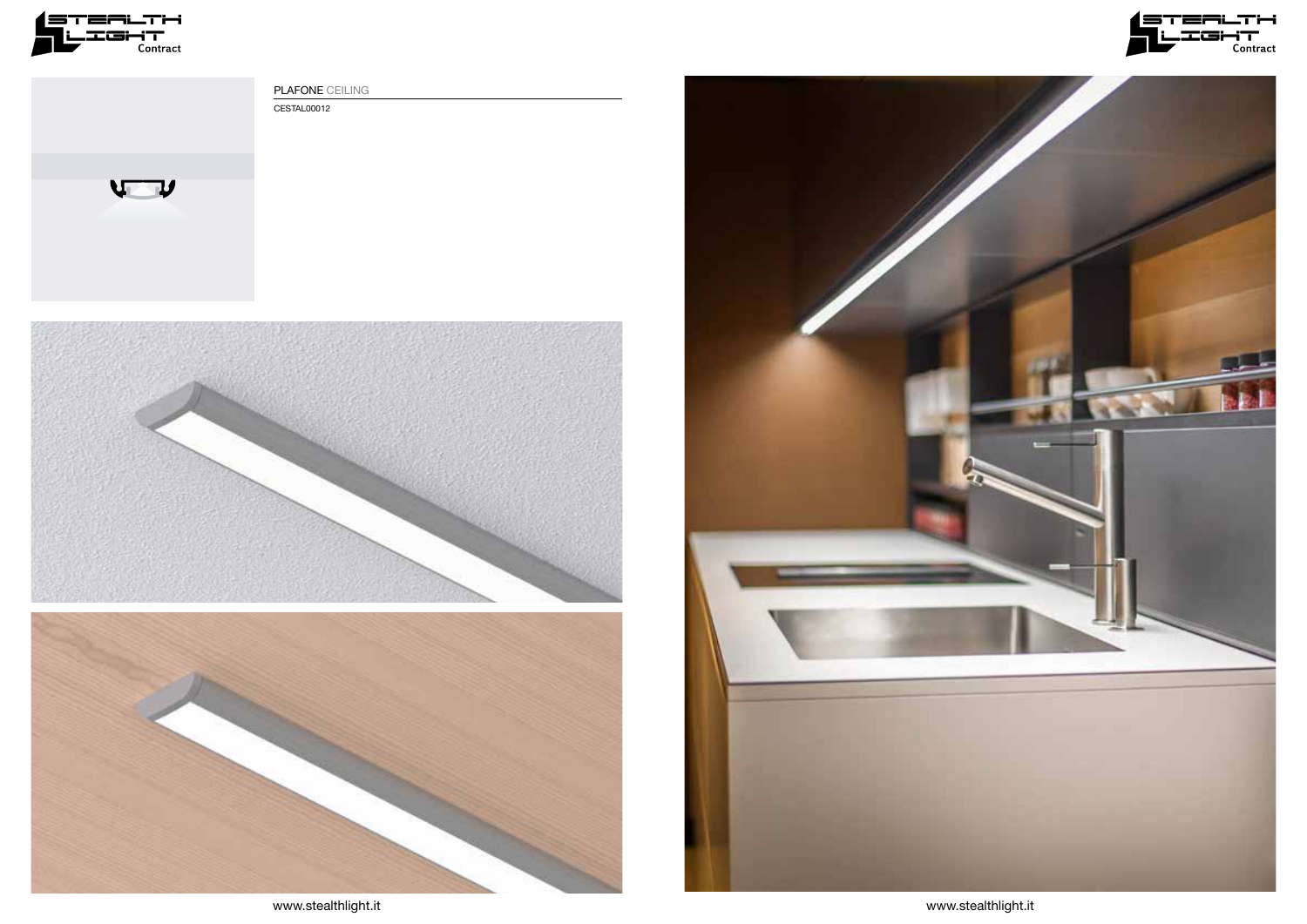PLAFONE CEILING

CESTAL00012